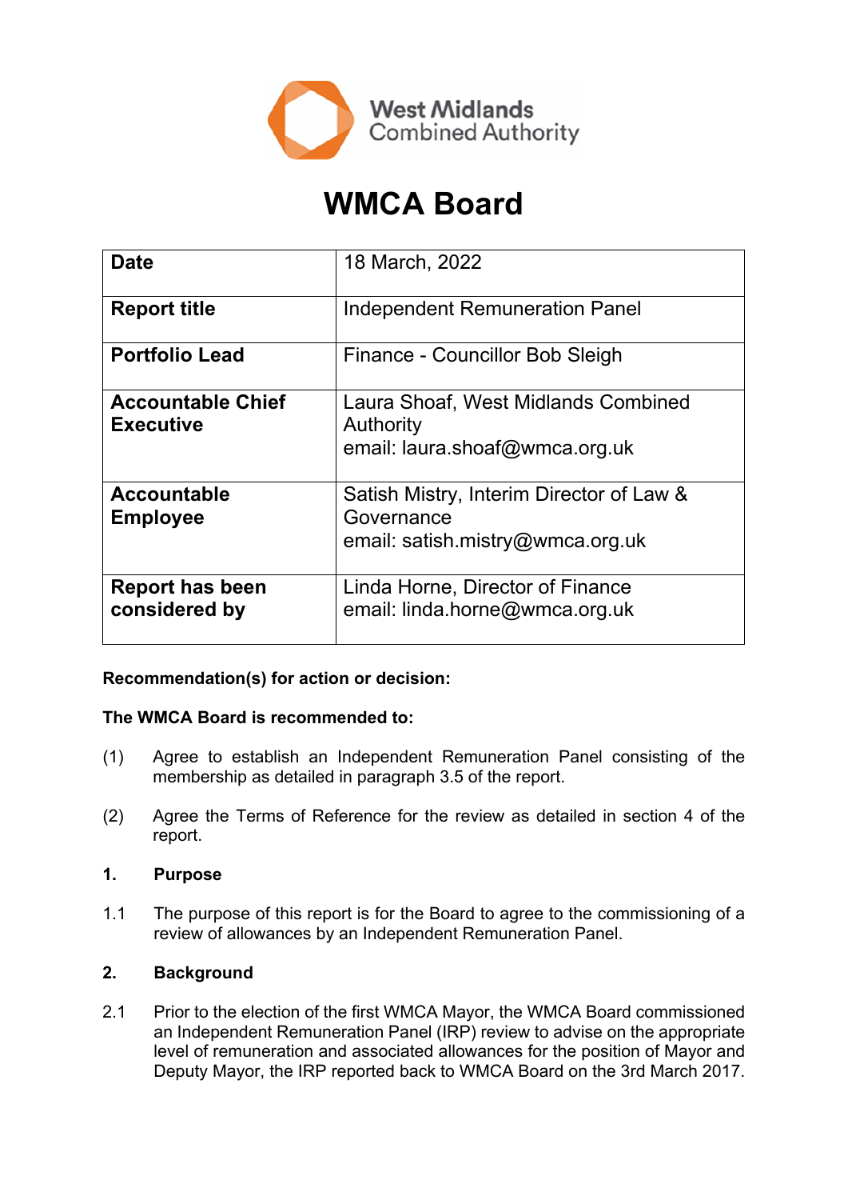West Midlands Combined Authority

# WMCA Board

| Date | 18 March, 2022 |
|---|---|
| **Report title** | Independent Remuneration Panel |
| **Portfolio Lead** | Finance - Councillor Bob Sleigh |
| **Accountable Chief Executive** | Laura Shoaf, West Midlands Combined Authority<br>email: laura.shoaf@wmca.org.uk |
| **Accountable Employee** | Satish Mistry, Interim Director of Law & Governance<br>email: satish.mistry@wmca.org.uk |
| **Report has been considered by** | Linda Horne, Director of Finance<br>email: linda.horne@wmca.org.uk |

**Recommendation(s) for action or decision:**

**The WMCA Board is recommended to:**

(1) Agree to establish an Independent Remuneration Panel consisting of the membership as detailed in paragraph 3.5 of the report.

(2) Agree the Terms of Reference for the review as detailed in section 4 of the report.

## 1. Purpose

1.1 The purpose of this report is for the Board to agree to the commissioning of a review of allowances by an Independent Remuneration Panel.

## 2. Background

2.1 Prior to the election of the first WMCA Mayor, the WMCA Board commissioned an Independent Remuneration Panel (IRP) review to advise on the appropriate level of remuneration and associated allowances for the position of Mayor and Deputy Mayor, the IRP reported back to WMCA Board on the 3rd March 2017.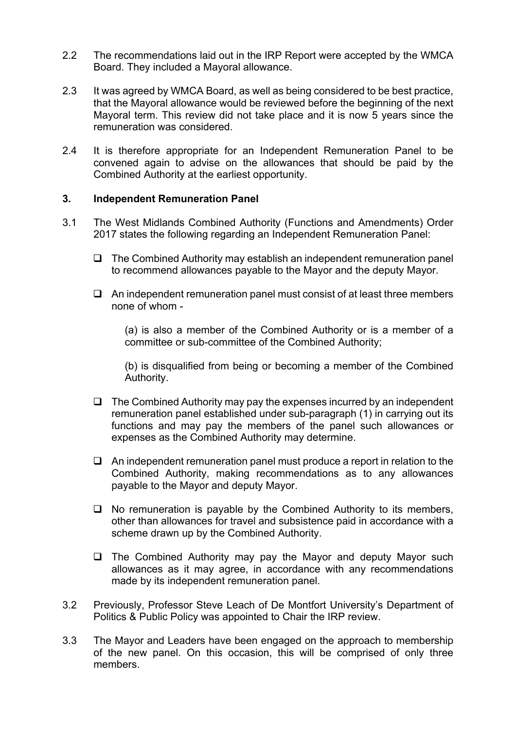2.2 The recommendations laid out in the IRP Report were accepted by the WMCA Board. They included a Mayoral allowance.

2.3 It was agreed by WMCA Board, as well as being considered to be best practice, that the Mayoral allowance would be reviewed before the beginning of the next Mayoral term. This review did not take place and it is now 5 years since the remuneration was considered.

2.4 It is therefore appropriate for an Independent Remuneration Panel to be convened again to advise on the allowances that should be paid by the Combined Authority at the earliest opportunity.

## 3. Independent Remuneration Panel

3.1 The West Midlands Combined Authority (Functions and Amendments) Order 2017 states the following regarding an Independent Remuneration Panel:

- The Combined Authority may establish an independent remuneration panel to recommend allowances payable to the Mayor and the deputy Mayor.
- An independent remuneration panel must consist of at least three members none of whom -

  (a) is also a member of the Combined Authority or is a member of a committee or sub-committee of the Combined Authority;

  (b) is disqualified from being or becoming a member of the Combined Authority.
- The Combined Authority may pay the expenses incurred by an independent remuneration panel established under sub-paragraph (1) in carrying out its functions and may pay the members of the panel such allowances or expenses as the Combined Authority may determine.
- An independent remuneration panel must produce a report in relation to the Combined Authority, making recommendations as to any allowances payable to the Mayor and deputy Mayor.
- No remuneration is payable by the Combined Authority to its members, other than allowances for travel and subsistence paid in accordance with a scheme drawn up by the Combined Authority.
- The Combined Authority may pay the Mayor and deputy Mayor such allowances as it may agree, in accordance with any recommendations made by its independent remuneration panel.

3.2 Previously, Professor Steve Leach of De Montfort University's Department of Politics & Public Policy was appointed to Chair the IRP review.

3.3 The Mayor and Leaders have been engaged on the approach to membership of the new panel. On this occasion, this will be comprised of only three members.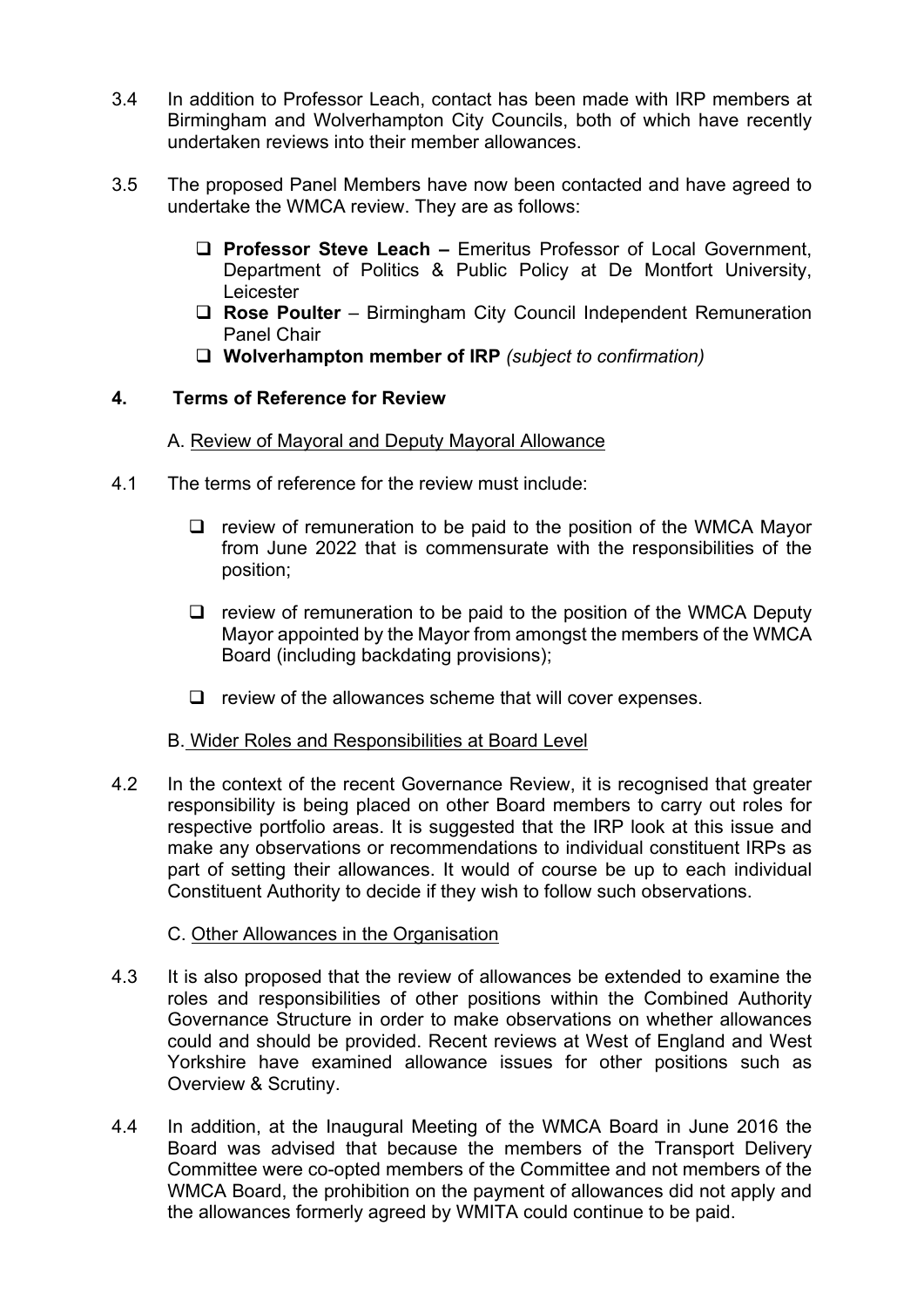3.4 In addition to Professor Leach, contact has been made with IRP members at Birmingham and Wolverhampton City Councils, both of which have recently undertaken reviews into their member allowances.

3.5 The proposed Panel Members have now been contacted and have agreed to undertake the WMCA review. They are as follows:

- **Professor Steve Leach –** Emeritus Professor of Local Government, Department of Politics & Public Policy at De Montfort University, Leicester
- **Rose Poulter** – Birmingham City Council Independent Remuneration Panel Chair
- **Wolverhampton member of IRP** *(subject to confirmation)*

## 4. Terms of Reference for Review

A. Review of Mayoral and Deputy Mayoral Allowance

4.1 The terms of reference for the review must include:

- review of remuneration to be paid to the position of the WMCA Mayor from June 2022 that is commensurate with the responsibilities of the position;
- review of remuneration to be paid to the position of the WMCA Deputy Mayor appointed by the Mayor from amongst the members of the WMCA Board (including backdating provisions);
- review of the allowances scheme that will cover expenses.

B. Wider Roles and Responsibilities at Board Level

4.2 In the context of the recent Governance Review, it is recognised that greater responsibility is being placed on other Board members to carry out roles for respective portfolio areas. It is suggested that the IRP look at this issue and make any observations or recommendations to individual constituent IRPs as part of setting their allowances. It would of course be up to each individual Constituent Authority to decide if they wish to follow such observations.

C. Other Allowances in the Organisation

4.3 It is also proposed that the review of allowances be extended to examine the roles and responsibilities of other positions within the Combined Authority Governance Structure in order to make observations on whether allowances could and should be provided. Recent reviews at West of England and West Yorkshire have examined allowance issues for other positions such as Overview & Scrutiny.

4.4 In addition, at the Inaugural Meeting of the WMCA Board in June 2016 the Board was advised that because the members of the Transport Delivery Committee were co-opted members of the Committee and not members of the WMCA Board, the prohibition on the payment of allowances did not apply and the allowances formerly agreed by WMITA could continue to be paid.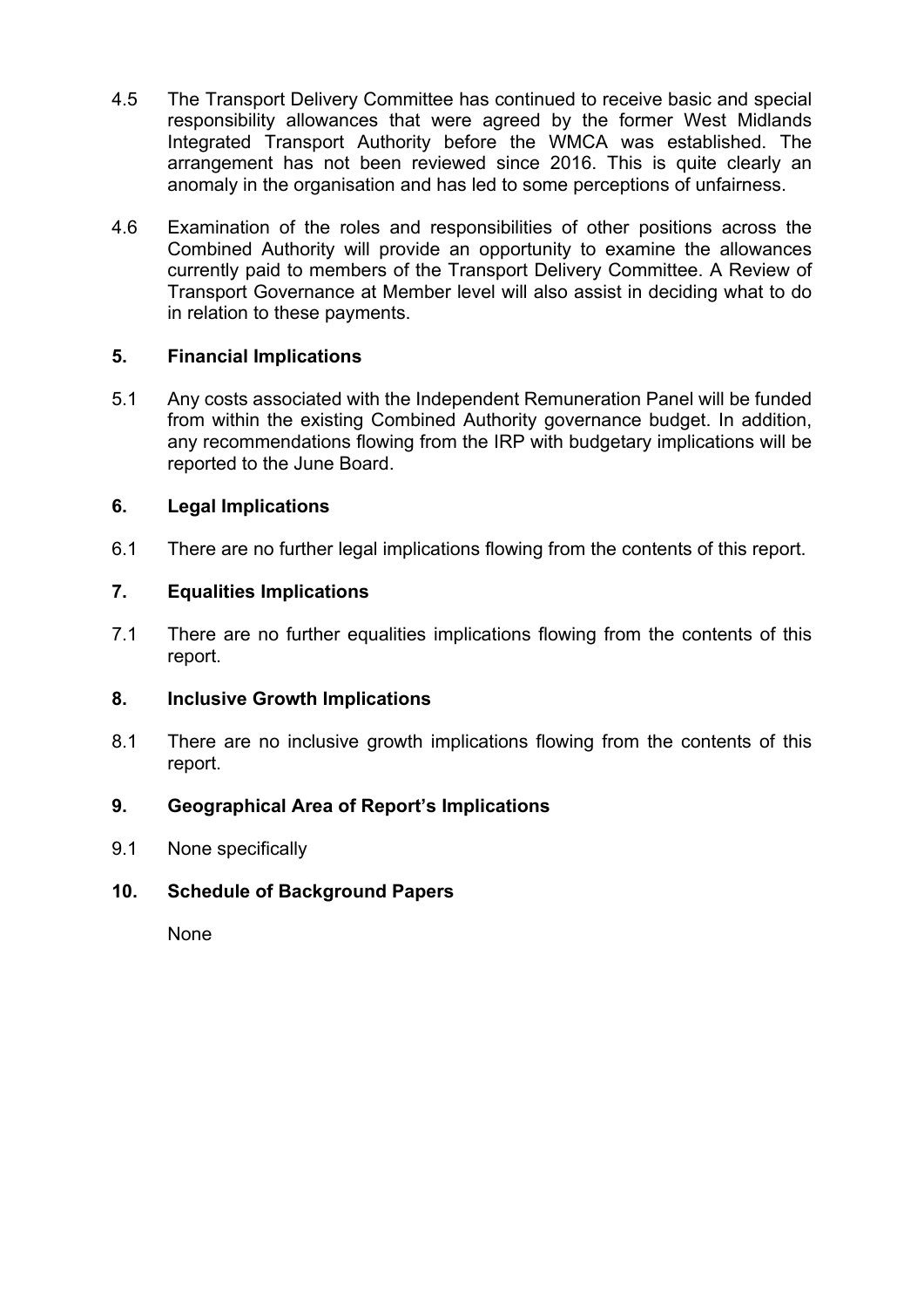4.5 The Transport Delivery Committee has continued to receive basic and special responsibility allowances that were agreed by the former West Midlands Integrated Transport Authority before the WMCA was established. The arrangement has not been reviewed since 2016. This is quite clearly an anomaly in the organisation and has led to some perceptions of unfairness.

4.6 Examination of the roles and responsibilities of other positions across the Combined Authority will provide an opportunity to examine the allowances currently paid to members of the Transport Delivery Committee. A Review of Transport Governance at Member level will also assist in deciding what to do in relation to these payments.

## 5. Financial Implications

5.1 Any costs associated with the Independent Remuneration Panel will be funded from within the existing Combined Authority governance budget. In addition, any recommendations flowing from the IRP with budgetary implications will be reported to the June Board.

## 6. Legal Implications

6.1 There are no further legal implications flowing from the contents of this report.

## 7. Equalities Implications

7.1 There are no further equalities implications flowing from the contents of this report.

## 8. Inclusive Growth Implications

8.1 There are no inclusive growth implications flowing from the contents of this report.

## 9. Geographical Area of Report's Implications

9.1 None specifically

## 10. Schedule of Background Papers

None